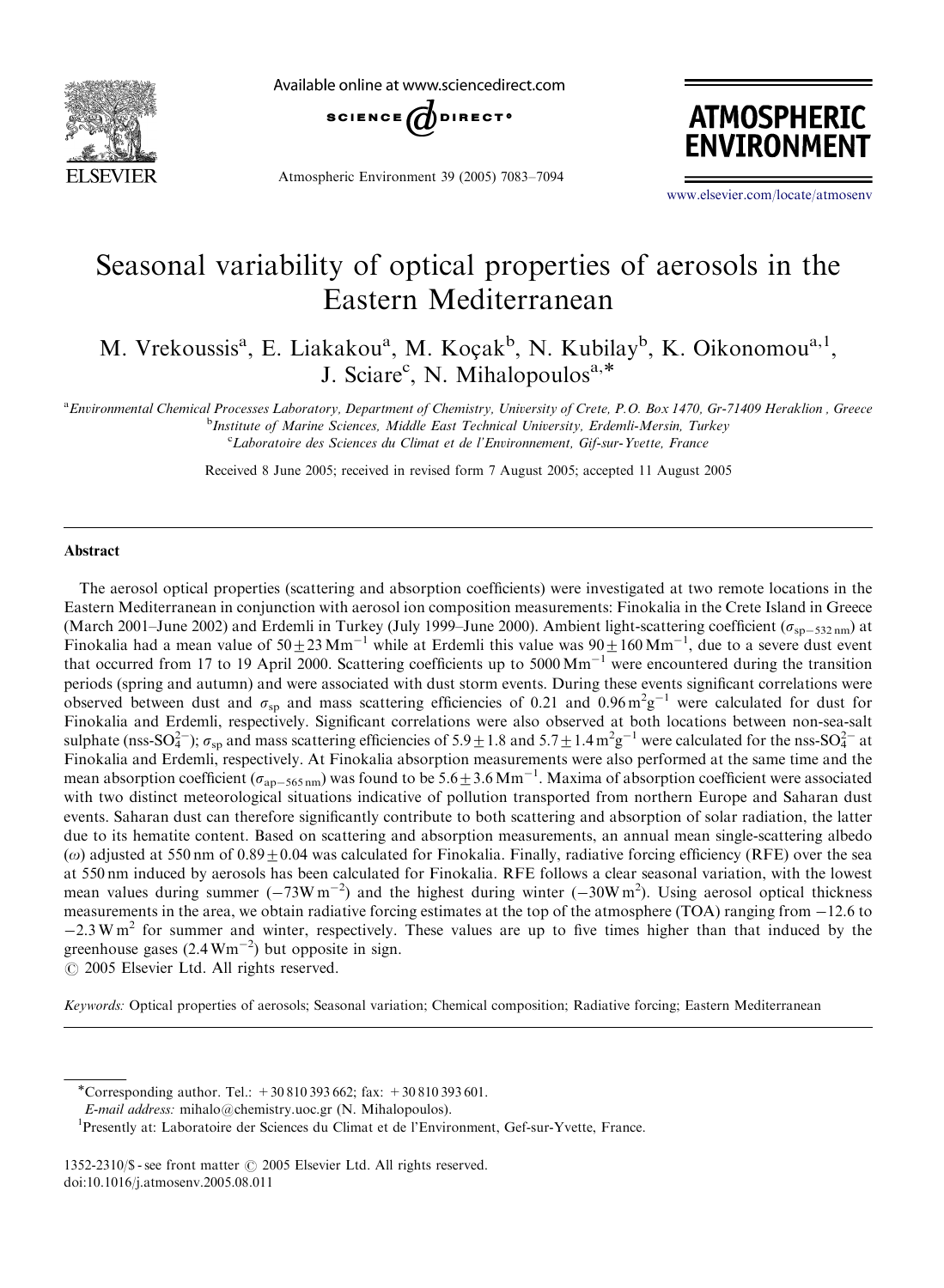# Seasonal variability of optical properties of aerosols in the Eastern Mediterranean

M. Vrekoussis[a], E. Liakakou[a], M. Koçak[b], N. Kubilay[b], K. Oikonomou[a,1], J. Sciare[c], N. Mihalopoulos[a,*]

[a]Environmental Chemical Processes Laboratory, Department of Chemistry, University of Crete, P.O. Box 1470, Gr-71409 Heraklion , Greece

[b]Institute of Marine Sciences, Middle East Technical University, Erdemli-Mersin, Turkey

[c]Laboratoire des Sciences du Climat et de l'Environnement, Gif-sur-Yvette, France

Received 8 June 2005; received in revised form 7 August 2005; accepted 11 August 2005

## Abstract

The aerosol optical properties (scattering and absorption coefficients) were investigated at two remote locations in the Eastern Mediterranean in conjunction with aerosol ion composition measurements: Finokalia in the Crete Island in Greece (March 2001–June 2002) and Erdemli in Turkey (July 1999–June 2000). Ambient light-scattering coefficient ($\sigma_{sp-532\,nm}$) at Finokalia had a mean value of $50 \pm 23\,Mm^{-1}$ while at Erdemli this value was $90 \pm 160\,Mm^{-1}$, due to a severe dust event that occurred from 17 to 19 April 2000. Scattering coefficients up to $5000\,Mm^{-1}$ were encountered during the transition periods (spring and autumn) and were associated with dust storm events. During these events significant correlations were observed between dust and $\sigma_{sp}$ and mass scattering efficiencies of 0.21 and $0.96\,m^2g^{-1}$ were calculated for dust for Finokalia and Erdemli, respectively. Significant correlations were also observed at both locations between non-sea-salt sulphate (nss-$SO_4^{2-}$); $\sigma_{sp}$ and mass scattering efficiencies of $5.9 \pm 1.8$ and $5.7 \pm 1.4\,m^2g^{-1}$ were calculated for the nss-$SO_4^{2-}$ at Finokalia and Erdemli, respectively. At Finokalia absorption measurements were also performed at the same time and the mean absorption coefficient ($\sigma_{ap-565\,nm}$) was found to be $5.6 \pm 3.6\,Mm^{-1}$. Maxima of absorption coefficient were associated with two distinct meteorological situations indicative of pollution transported from northern Europe and Saharan dust events. Saharan dust can therefore significantly contribute to both scattering and absorption of solar radiation, the latter due to its hematite content. Based on scattering and absorption measurements, an annual mean single-scattering albedo ($\omega$) adjusted at 550 nm of $0.89 \pm 0.04$ was calculated for Finokalia. Finally, radiative forcing efficiency (RFE) over the sea at 550 nm induced by aerosols has been calculated for Finokalia. RFE follows a clear seasonal variation, with the lowest mean values during summer ($-73\,W\,m^{-2}$) and the highest during winter ($-30\,W\,m^2$). Using aerosol optical thickness measurements in the area, we obtain radiative forcing estimates at the top of the atmosphere (TOA) ranging from $-12.6$ to $-2.3\,W\,m^2$ for summer and winter, respectively. These values are up to five times higher than that induced by the greenhouse gases ($2.4\,W\,m^{-2}$) but opposite in sign.

© 2005 Elsevier Ltd. All rights reserved.

*Keywords:* Optical properties of aerosols; Seasonal variation; Chemical composition; Radiative forcing; Eastern Mediterranean

---

*Corresponding author. Tel.: +30 810 393 662; fax: +30 810 393 601.
*E-mail address:* mihalo@chemistry.uoc.gr (N. Mihalopoulos).

[1]Presently at: Laboratoire der Sciences du Climat et de l'Environment, Gef-sur-Yvette, France.

1352-2310/$ - see front matter © 2005 Elsevier Ltd. All rights reserved.
doi:10.1016/j.atmosenv.2005.08.011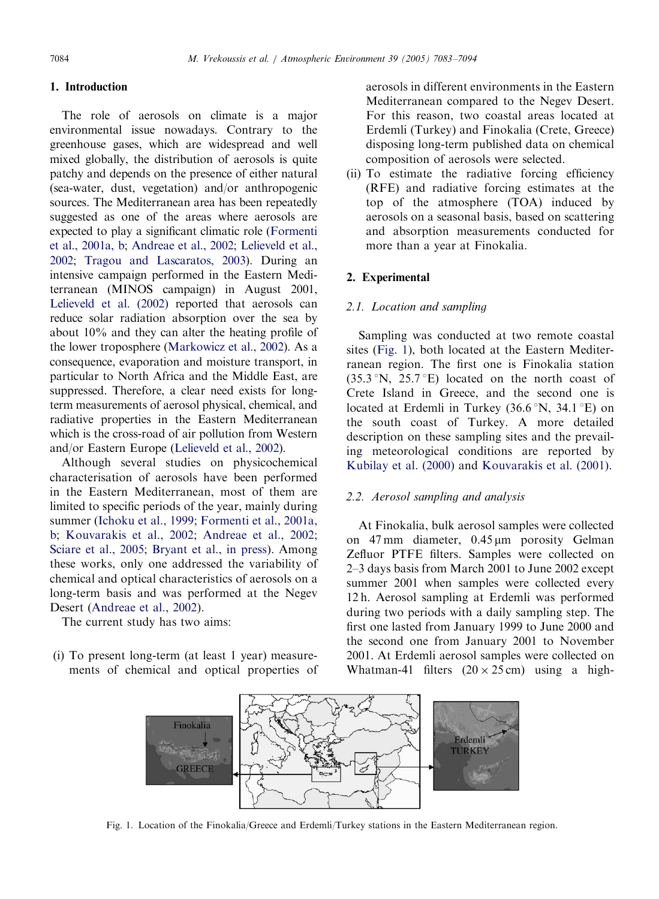## 1. Introduction

The role of aerosols on climate is a major environmental issue nowadays. Contrary to the greenhouse gases, which are widespread and well mixed globally, the distribution of aerosols is quite patchy and depends on the presence of either natural (sea-water, dust, vegetation) and/or anthropogenic sources. The Mediterranean area has been repeatedly suggested as one of the areas where aerosols are expected to play a significant climatic role (Formenti et al., 2001a, b; Andreae et al., 2002; Lelieveld et al., 2002; Tragou and Lascaratos, 2003). During an intensive campaign performed in the Eastern Mediterranean (MINOS campaign) in August 2001, Lelieveld et al. (2002) reported that aerosols can reduce solar radiation absorption over the sea by about 10% and they can alter the heating profile of the lower troposphere (Markowicz et al., 2002). As a consequence, evaporation and moisture transport, in particular to North Africa and the Middle East, are suppressed. Therefore, a clear need exists for long-term measurements of aerosol physical, chemical, and radiative properties in the Eastern Mediterranean which is the cross-road of air pollution from Western and/or Eastern Europe (Lelieveld et al., 2002).

Although several studies on physicochemical characterisation of aerosols have been performed in the Eastern Mediterranean, most of them are limited to specific periods of the year, mainly during summer (Ichoku et al., 1999; Formenti et al., 2001a, b; Kouvarakis et al., 2002; Andreae et al., 2002; Sciare et al., 2005; Bryant et al., in press). Among these works, only one addressed the variability of chemical and optical characteristics of aerosols on a long-term basis and was performed at the Negev Desert (Andreae et al., 2002).

The current study has two aims:

(i) To present long-term (at least 1 year) measurements of chemical and optical properties of aerosols in different environments in the Eastern Mediterranean compared to the Negev Desert. For this reason, two coastal areas located at Erdemli (Turkey) and Finokalia (Crete, Greece) disposing long-term published data on chemical composition of aerosols were selected.

(ii) To estimate the radiative forcing efficiency (RFE) and radiative forcing estimates at the top of the atmosphere (TOA) induced by aerosols on a seasonal basis, based on scattering and absorption measurements conducted for more than a year at Finokalia.

## 2. Experimental

### 2.1. Location and sampling

Sampling was conducted at two remote coastal sites (Fig. 1), both located at the Eastern Mediterranean region. The first one is Finokalia station (35.3 °N, 25.7 °E) located on the north coast of Crete Island in Greece, and the second one is located at Erdemli in Turkey (36.6 °N, 34.1 °E) on the south coast of Turkey. A more detailed description on these sampling sites and the prevailing meteorological conditions are reported by Kubilay et al. (2000) and Kouvarakis et al. (2001).

### 2.2. Aerosol sampling and analysis

At Finokalia, bulk aerosol samples were collected on 47 mm diameter, 0.45 μm porosity Gelman Zefluor PTFE filters. Samples were collected on 2–3 days basis from March 2001 to June 2002 except summer 2001 when samples were collected every 12 h. Aerosol sampling at Erdemli was performed during two periods with a daily sampling step. The first one lasted from January 1999 to June 2000 and the second one from January 2001 to November 2001. At Erdemli aerosol samples were collected on Whatman-41 filters (20 × 25 cm) using a high-

Fig. 1. Location of the Finokalia/Greece and Erdemli/Turkey stations in the Eastern Mediterranean region.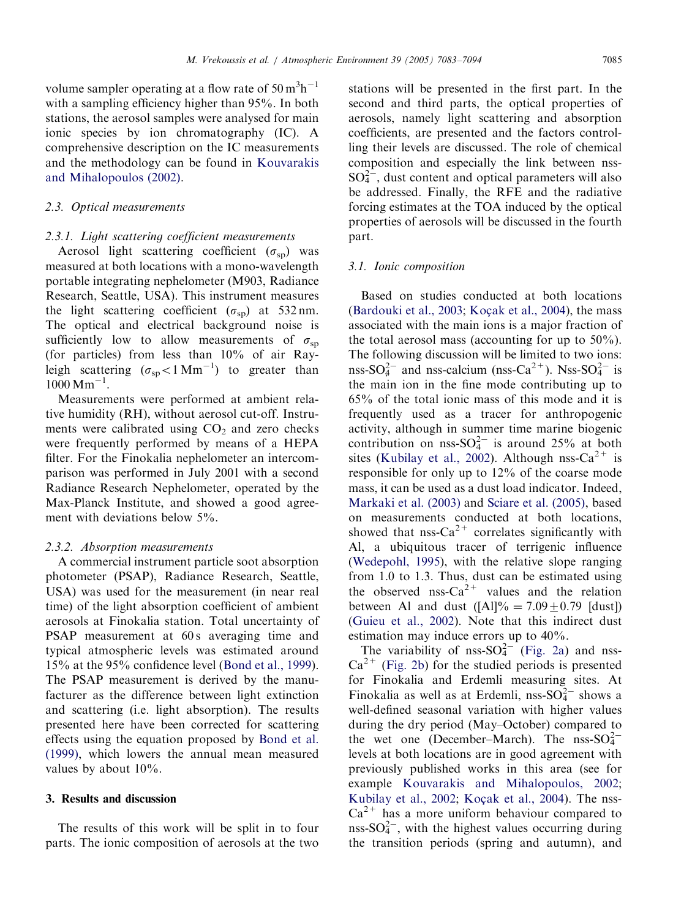volume sampler operating at a flow rate of $50\,m^3h^{-1}$ with a sampling efficiency higher than 95%. In both stations, the aerosol samples were analysed for main ionic species by ion chromatography (IC). A comprehensive description on the IC measurements and the methodology can be found in Kouvarakis and Mihalopoulos (2002).

### 2.3. Optical measurements

#### 2.3.1. Light scattering coefficient measurements

Aerosol light scattering coefficient ($\sigma_{sp}$) was measured at both locations with a mono-wavelength portable integrating nephelometer (M903, Radiance Research, Seattle, USA). This instrument measures the light scattering coefficient ($\sigma_{sp}$) at 532 nm. The optical and electrical background noise is sufficiently low to allow measurements of $\sigma_{sp}$ (for particles) from less than 10% of air Rayleigh scattering ($\sigma_{sp} < 1\,Mm^{-1}$) to greater than $1000\,Mm^{-1}$.

Measurements were performed at ambient relative humidity (RH), without aerosol cut-off. Instruments were calibrated using $CO_2$ and zero checks were frequently performed by means of a HEPA filter. For the Finokalia nephelometer an intercomparison was performed in July 2001 with a second Radiance Research Nephelometer, operated by the Max-Planck Institute, and showed a good agreement with deviations below 5%.

#### 2.3.2. Absorption measurements

A commercial instrument particle soot absorption photometer (PSAP), Radiance Research, Seattle, USA) was used for the measurement (in near real time) of the light absorption coefficient of ambient aerosols at Finokalia station. Total uncertainty of PSAP measurement at 60 s averaging time and typical atmospheric levels was estimated around 15% at the 95% confidence level (Bond et al., 1999). The PSAP measurement is derived by the manufacturer as the difference between light extinction and scattering (i.e. light absorption). The results presented here have been corrected for scattering effects using the equation proposed by Bond et al. (1999), which lowers the annual mean measured values by about 10%.

## 3. Results and discussion

The results of this work will be split in to four parts. The ionic composition of aerosols at the two stations will be presented in the first part. In the second and third parts, the optical properties of aerosols, namely light scattering and absorption coefficients, are presented and the factors controlling their levels are discussed. The role of chemical composition and especially the link between nss-$SO_4^{2-}$, dust content and optical parameters will also be addressed. Finally, the RFE and the radiative forcing estimates at the TOA induced by the optical properties of aerosols will be discussed in the fourth part.

### 3.1. Ionic composition

Based on studies conducted at both locations (Bardouki et al., 2003; Koçak et al., 2004), the mass associated with the main ions is a major fraction of the total aerosol mass (accounting for up to 50%). The following discussion will be limited to two ions: nss-$SO_4^{2-}$ and nss-calcium (nss-$Ca^{2+}$). Nss-$SO_4^{2-}$ is the main ion in the fine mode contributing up to 65% of the total ionic mass of this mode and it is frequently used as a tracer for anthropogenic activity, although in summer time marine biogenic contribution on nss-$SO_4^{2-}$ is around 25% at both sites (Kubilay et al., 2002). Although nss-$Ca^{2+}$ is responsible for only up to 12% of the coarse mode mass, it can be used as a dust load indicator. Indeed, Markaki et al. (2003) and Sciare et al. (2005), based on measurements conducted at both locations, showed that nss-$Ca^{2+}$ correlates significantly with Al, a ubiquitous tracer of terrigenic influence (Wedepohl, 1995), with the relative slope ranging from 1.0 to 1.3. Thus, dust can be estimated using the observed nss-$Ca^{2+}$ values and the relation between Al and dust ($[Al]\% = 7.09 \pm 0.79$ [dust]) (Guieu et al., 2002). Note that this indirect dust estimation may induce errors up to 40%.

The variability of nss-$SO_4^{2-}$ (Fig. 2a) and nss-$Ca^{2+}$ (Fig. 2b) for the studied periods is presented for Finokalia and Erdemli measuring sites. At Finokalia as well as at Erdemli, nss-$SO_4^{2-}$ shows a well-defined seasonal variation with higher values during the dry period (May–October) compared to the wet one (December–March). The nss-$SO_4^{2-}$ levels at both locations are in good agreement with previously published works in this area (see for example Kouvarakis and Mihalopoulos, 2002; Kubilay et al., 2002; Koçak et al., 2004). The nss-$Ca^{2+}$ has a more uniform behaviour compared to nss-$SO_4^{2-}$, with the highest values occurring during the transition periods (spring and autumn), and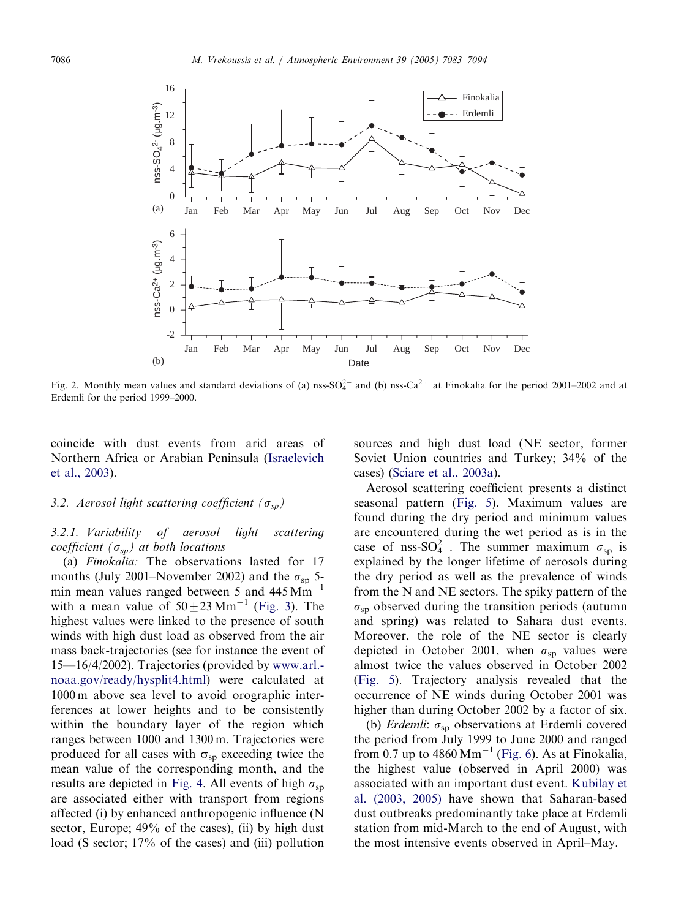Fig. 2. Monthly mean values and standard deviations of (a) nss-$SO_4^{2-}$ and (b) nss-$Ca^{2+}$ at Finokalia for the period 2001–2002 and at Erdemli for the period 1999–2000.

coincide with dust events from arid areas of Northern Africa or Arabian Peninsula (Israelevich et al., 2003).

### 3.2. Aerosol light scattering coefficient ($\sigma_{sp}$)

#### 3.2.1. Variability of aerosol light scattering coefficient ($\sigma_{sp}$) at both locations

(a) *Finokalia:* The observations lasted for 17 months (July 2001–November 2002) and the $\sigma_{sp}$ 5-min mean values ranged between 5 and 445 $Mm^{-1}$ with a mean value of $50 \pm 23\,Mm^{-1}$ (Fig. 3). The highest values were linked to the presence of south winds with high dust load as observed from the air mass back-trajectories (see for instance the event of 15—16/4/2002). Trajectories (provided by www.arl.noaa.gov/ready/hysplit4.html) were calculated at 1000 m above sea level to avoid orographic interferences at lower heights and to be consistently within the boundary layer of the region which ranges between 1000 and 1300 m. Trajectories were produced for all cases with $\sigma_{sp}$ exceeding twice the mean value of the corresponding month, and the results are depicted in Fig. 4. All events of high $\sigma_{sp}$ are associated either with transport from regions affected (i) by enhanced anthropogenic influence (N sector, Europe; 49% of the cases), (ii) by high dust load (S sector; 17% of the cases) and (iii) pollution sources and high dust load (NE sector, former Soviet Union countries and Turkey; 34% of the cases) (Sciare et al., 2003a).

Aerosol scattering coefficient presents a distinct seasonal pattern (Fig. 5). Maximum values are found during the dry period and minimum values are encountered during the wet period as is in the case of nss-$SO_4^{2-}$. The summer maximum $\sigma_{sp}$ is explained by the longer lifetime of aerosols during the dry period as well as the prevalence of winds from the N and NE sectors. The spiky pattern of the $\sigma_{sp}$ observed during the transition periods (autumn and spring) was related to Sahara dust events. Moreover, the role of the NE sector is clearly depicted in October 2001, when $\sigma_{sp}$ values were almost twice the values observed in October 2002 (Fig. 5). Trajectory analysis revealed that the occurrence of NE winds during October 2001 was higher than during October 2002 by a factor of six.

(b) *Erdemli*: $\sigma_{sp}$ observations at Erdemli covered the period from July 1999 to June 2000 and ranged from 0.7 up to 4860 $Mm^{-1}$ (Fig. 6). As at Finokalia, the highest value (observed in April 2000) was associated with an important dust event. Kubilay et al. (2003, 2005) have shown that Saharan-based dust outbreaks predominantly take place at Erdemli station from mid-March to the end of August, with the most intensive events observed in April–May.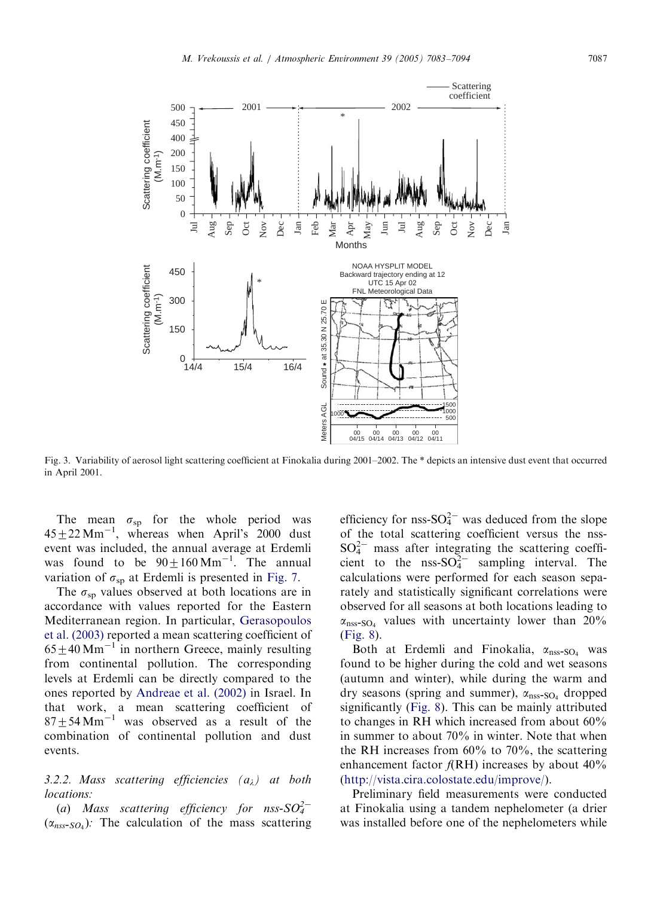Fig. 3. Variability of aerosol light scattering coefficient at Finokalia during 2001–2002. The * depicts an intensive dust event that occurred in April 2001.

The mean $\sigma_{sp}$ for the whole period was $45 \pm 22\,Mm^{-1}$, whereas when April's 2000 dust event was included, the annual average at Erdemli was found to be $90 \pm 160\,Mm^{-1}$. The annual variation of $\sigma_{sp}$ at Erdemli is presented in Fig. 7.

The $\sigma_{sp}$ values observed at both locations are in accordance with values reported for the Eastern Mediterranean region. In particular, Gerasopoulos et al. (2003) reported a mean scattering coefficient of $65 \pm 40\,Mm^{-1}$ in northern Greece, mainly resulting from continental pollution. The corresponding levels at Erdemli can be directly compared to the ones reported by Andreae et al. (2002) in Israel. In that work, a mean scattering coefficient of $87 \pm 54\,Mm^{-1}$ was observed as a result of the combination of continental pollution and dust events.

#### 3.2.2. *Mass scattering efficiencies ($a_{\lambda}$) at both locations:*

(*a*) *Mass scattering efficiency for nss-$SO_4^{2-}$ ($\alpha_{nss\text{-}SO_4}$):* The calculation of the mass scattering efficiency for nss-$SO_4^{2-}$ was deduced from the slope of the total scattering coefficient versus the nss-$SO_4^{2-}$ mass after integrating the scattering coefficient to the nss-$SO_4^{2-}$ sampling interval. The calculations were performed for each season separately and statistically significant correlations were observed for all seasons at both locations leading to $\alpha_{nss\text{-}SO_4}$ values with uncertainty lower than 20% (Fig. 8).

Both at Erdemli and Finokalia, $\alpha_{nss\text{-}SO_4}$ was found to be higher during the cold and wet seasons (autumn and winter), while during the warm and dry seasons (spring and summer), $\alpha_{nss\text{-}SO_4}$ dropped significantly (Fig. 8). This can be mainly attributed to changes in RH which increased from about 60% in summer to about 70% in winter. Note that when the RH increases from 60% to 70%, the scattering enhancement factor *f*(RH) increases by about 40% (http://vista.cira.colostate.edu/improve/).

Preliminary field measurements were conducted at Finokalia using a tandem nephelometer (a drier was installed before one of the nephelometers while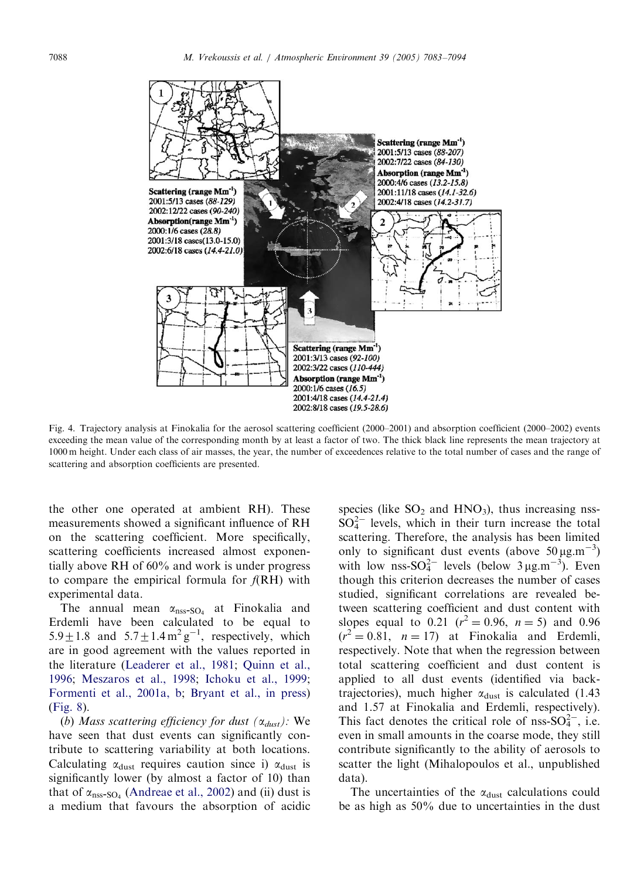Fig. 4. Trajectory analysis at Finokalia for the aerosol scattering coefficient (2000–2001) and absorption coefficient (2000–2002) events exceeding the mean value of the corresponding month by at least a factor of two. The thick black line represents the mean trajectory at 1000 m height. Under each class of air masses, the year, the number of exceedences relative to the total number of cases and the range of scattering and absorption coefficients are presented.

the other one operated at ambient RH). These measurements showed a significant influence of RH on the scattering coefficient. More specifically, scattering coefficients increased almost exponentially above RH of 60% and work is under progress to compare the empirical formula for *f*(RH) with experimental data.

The annual mean $\alpha_{nss\text{-}SO_4}$ at Finokalia and Erdemli have been calculated to be equal to $5.9 \pm 1.8$ and $5.7 \pm 1.4\,m^2\,g^{-1}$, respectively, which are in good agreement with the values reported in the literature (Leaderer et al., 1981; Quinn et al., 1996; Meszaros et al., 1998; Ichoku et al., 1999; Formenti et al., 2001a, b; Bryant et al., in press) (Fig. 8).

(*b*) *Mass scattering efficiency for dust* ($\alpha_{dust}$): We have seen that dust events can significantly contribute to scattering variability at both locations. Calculating $\alpha_{dust}$ requires caution since i) $\alpha_{dust}$ is significantly lower (by almost a factor of 10) than that of $\alpha_{nss\text{-}SO_4}$ (Andreae et al., 2002) and (ii) dust is a medium that favours the absorption of acidic species (like $SO_2$ and $HNO_3$), thus increasing nss-$SO_4^{2-}$ levels, which in their turn increase the total scattering. Therefore, the analysis has been limited only to significant dust events (above $50\,\mu g.m^{-3}$) with low nss-$SO_4^{2-}$ levels (below $3\,\mu g.m^{-3}$). Even though this criterion decreases the number of cases studied, significant correlations are revealed between scattering coefficient and dust content with slopes equal to 0.21 ($r^2 = 0.96$, $n = 5$) and 0.96 ($r^2 = 0.81$, $n = 17$) at Finokalia and Erdemli, respectively. Note that when the regression between total scattering coefficient and dust content is applied to all dust events (identified via back-trajectories), much higher $\alpha_{dust}$ is calculated (1.43 and 1.57 at Finokalia and Erdemli, respectively). This fact denotes the critical role of nss-$SO_4^{2-}$, i.e. even in small amounts in the coarse mode, they still contribute significantly to the ability of aerosols to scatter the light (Mihalopoulos et al., unpublished data).

The uncertainties of the $\alpha_{dust}$ calculations could be as high as 50% due to uncertainties in the dust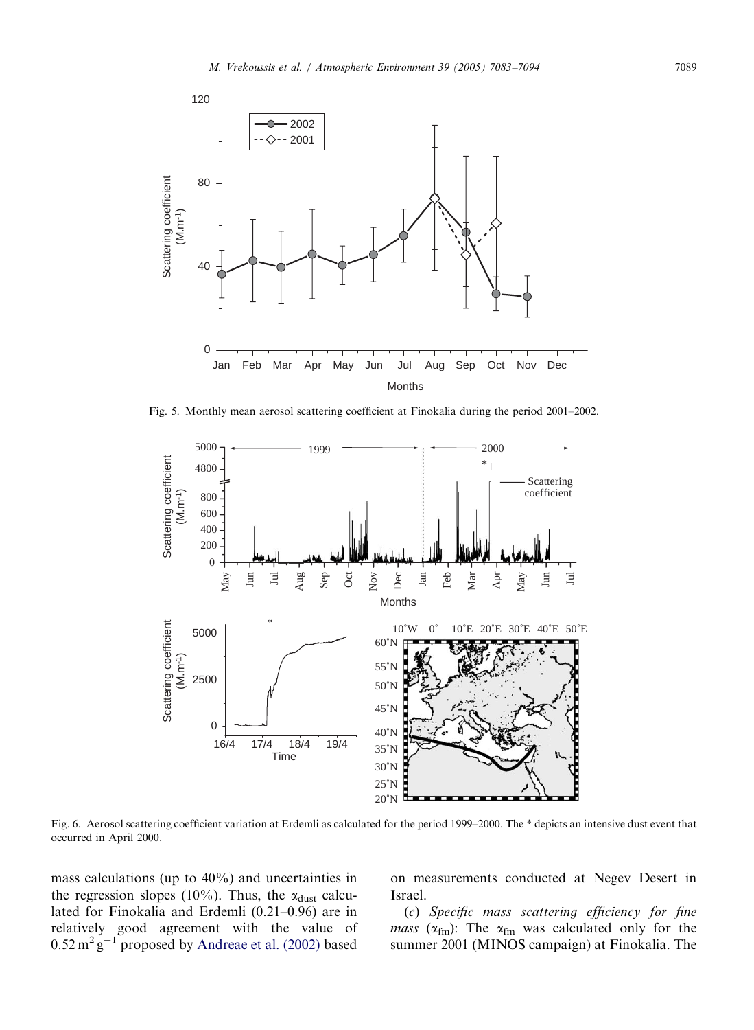Fig. 5. Monthly mean aerosol scattering coefficient at Finokalia during the period 2001–2002.

Fig. 6. Aerosol scattering coefficient variation at Erdemli as calculated for the period 1999–2000. The * depicts an intensive dust event that occurred in April 2000.

mass calculations (up to 40%) and uncertainties in the regression slopes (10%). Thus, the $\alpha_{dust}$ calculated for Finokalia and Erdemli (0.21–0.96) are in relatively good agreement with the value of $0.52\,m^2\,g^{-1}$ proposed by Andreae et al. (2002) based on measurements conducted at Negev Desert in Israel.

(*c*) *Specific mass scattering efficiency for fine mass* ($\alpha_{fm}$): The $\alpha_{fm}$ was calculated only for the summer 2001 (MINOS campaign) at Finokalia. The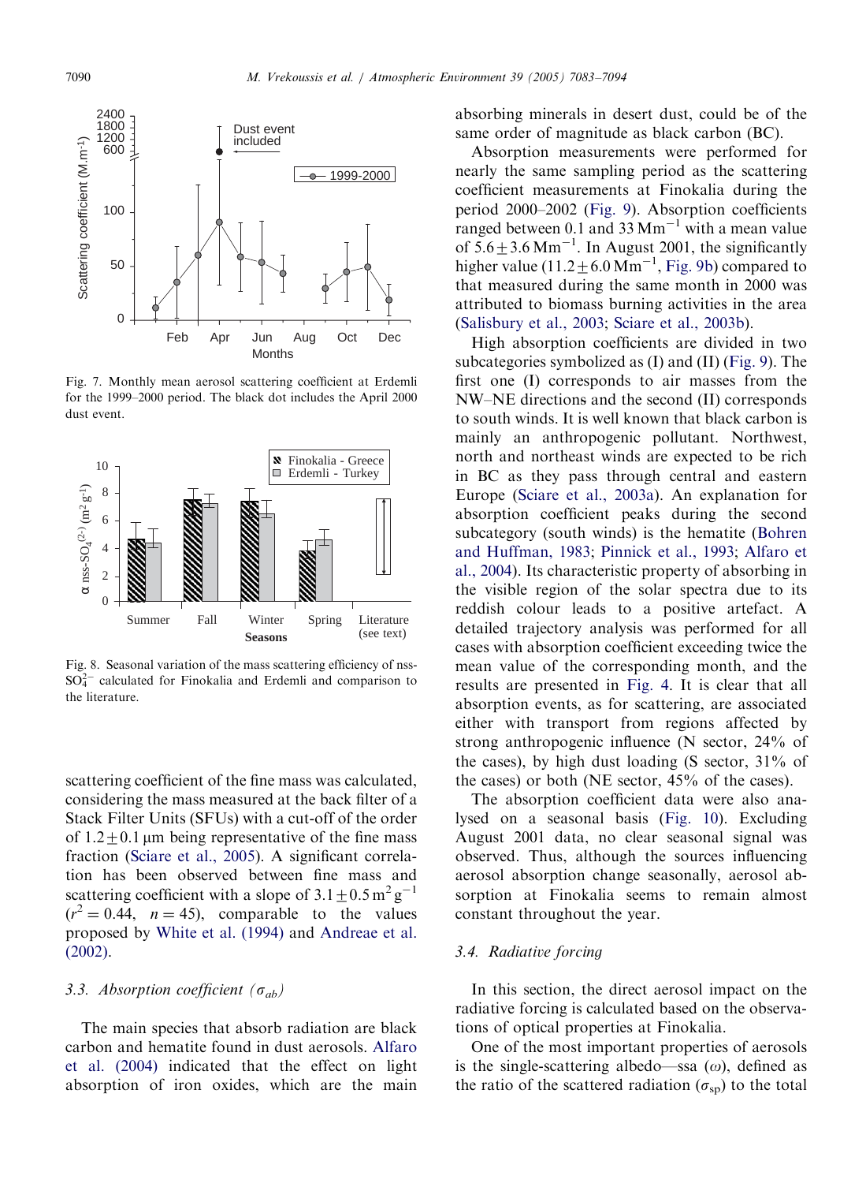Fig. 7. Monthly mean aerosol scattering coefficient at Erdemli for the 1999–2000 period. The black dot includes the April 2000 dust event.

Fig. 8. Seasonal variation of the mass scattering efficiency of nss-$SO_4^{2-}$ calculated for Finokalia and Erdemli and comparison to the literature.

scattering coefficient of the fine mass was calculated, considering the mass measured at the back filter of a Stack Filter Units (SFUs) with a cut-off of the order of $1.2 \pm 0.1\,\mu m$ being representative of the fine mass fraction (Sciare et al., 2005). A significant correlation has been observed between fine mass and scattering coefficient with a slope of $3.1 \pm 0.5\,m^2\,g^{-1}$ ($r^2 = 0.44$, $n = 45$), comparable to the values proposed by White et al. (1994) and Andreae et al. (2002).

### 3.3. Absorption coefficient ($\sigma_{ab}$)

The main species that absorb radiation are black carbon and hematite found in dust aerosols. Alfaro et al. (2004) indicated that the effect on light absorption of iron oxides, which are the main absorbing minerals in desert dust, could be of the same order of magnitude as black carbon (BC).

Absorption measurements were performed for nearly the same sampling period as the scattering coefficient measurements at Finokalia during the period 2000–2002 (Fig. 9). Absorption coefficients ranged between 0.1 and 33 $Mm^{-1}$ with a mean value of $5.6 \pm 3.6\,Mm^{-1}$. In August 2001, the significantly higher value ($11.2 \pm 6.0\,Mm^{-1}$, Fig. 9b) compared to that measured during the same month in 2000 was attributed to biomass burning activities in the area (Salisbury et al., 2003; Sciare et al., 2003b).

High absorption coefficients are divided in two subcategories symbolized as (I) and (II) (Fig. 9). The first one (I) corresponds to air masses from the NW–NE directions and the second (II) corresponds to south winds. It is well known that black carbon is mainly an anthropogenic pollutant. Northwest, north and northeast winds are expected to be rich in BC as they pass through central and eastern Europe (Sciare et al., 2003a). An explanation for absorption coefficient peaks during the second subcategory (south winds) is the hematite (Bohren and Huffman, 1983; Pinnick et al., 1993; Alfaro et al., 2004). Its characteristic property of absorbing in the visible region of the solar spectra due to its reddish colour leads to a positive artefact. A detailed trajectory analysis was performed for all cases with absorption coefficient exceeding twice the mean value of the corresponding month, and the results are presented in Fig. 4. It is clear that all absorption events, as for scattering, are associated either with transport from regions affected by strong anthropogenic influence (N sector, 24% of the cases), by high dust loading (S sector, 31% of the cases) or both (NE sector, 45% of the cases).

The absorption coefficient data were also analysed on a seasonal basis (Fig. 10). Excluding August 2001 data, no clear seasonal signal was observed. Thus, although the sources influencing aerosol absorption change seasonally, aerosol absorption at Finokalia seems to remain almost constant throughout the year.

### 3.4. Radiative forcing

In this section, the direct aerosol impact on the radiative forcing is calculated based on the observations of optical properties at Finokalia.

One of the most important properties of aerosols is the single-scattering albedo—ssa ($\omega$), defined as the ratio of the scattered radiation ($\sigma_{sp}$) to the total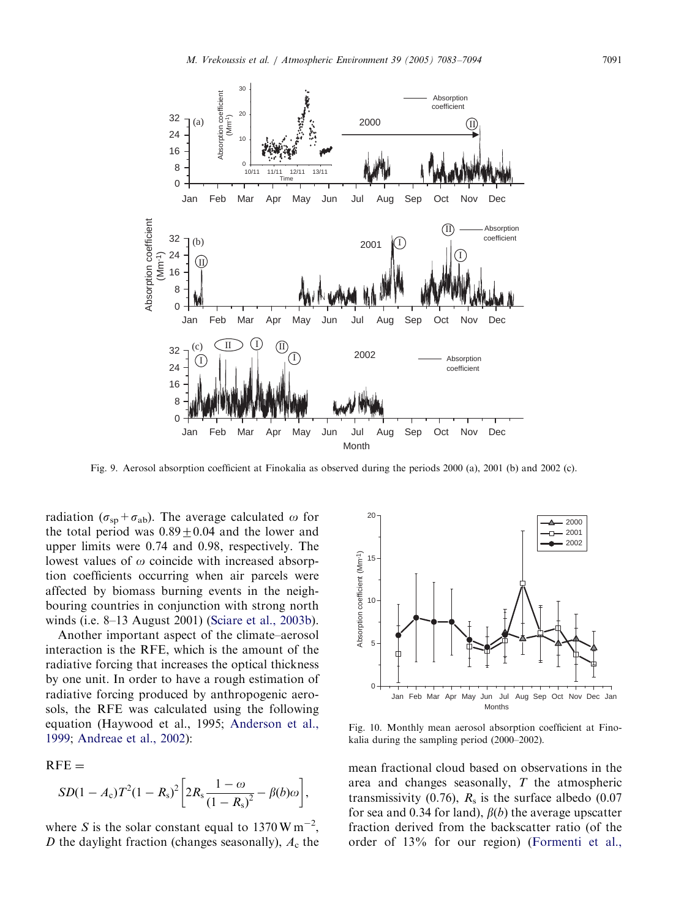Fig. 9. Aerosol absorption coefficient at Finokalia as observed during the periods 2000 (a), 2001 (b) and 2002 (c).

radiation ($\sigma_{sp}+\sigma_{ab}$). The average calculated $\omega$ for the total period was $0.89 \pm 0.04$ and the lower and upper limits were 0.74 and 0.98, respectively. The lowest values of $\omega$ coincide with increased absorption coefficients occurring when air parcels were affected by biomass burning events in the neighbouring countries in conjunction with strong north winds (i.e. 8–13 August 2001) (Sciare et al., 2003b).

Another important aspect of the climate–aerosol interaction is the RFE, which is the amount of the radiative forcing that increases the optical thickness by one unit. In order to have a rough estimation of radiative forcing produced by anthropogenic aerosols, the RFE was calculated using the following equation (Haywood et al., 1995; Anderson et al., 1999; Andreae et al., 2002):

$$\mathrm{RFE} = SD(1-A_c)T^2(1-R_s)^2\left[2R_s\frac{1-\omega}{(1-R_s)^2}-\beta(b)\omega\right],$$

where $S$ is the solar constant equal to $1370\,\mathrm{W\,m^{-2}}$, $D$ the daylight fraction (changes seasonally), $A_c$ the mean fractional cloud based on observations in the area and changes seasonally, $T$ the atmospheric transmissivity (0.76), $R_s$ is the surface albedo (0.07 for sea and 0.34 for land), $\beta(b)$ the average upscatter fraction derived from the backscatter ratio (of the order of 13% for our region) (Formenti et al.,

Fig. 10. Monthly mean aerosol absorption coefficient at Finokalia during the sampling period (2000–2002).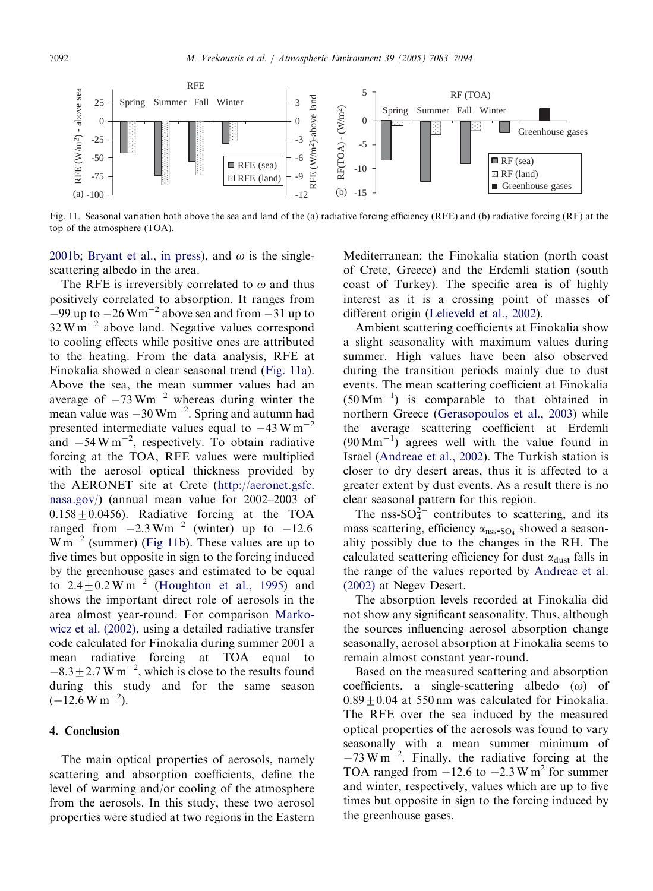Fig. 11. Seasonal variation both above the sea and land of the (a) radiative forcing efficiency (RFE) and (b) radiative forcing (RF) at the top of the atmosphere (TOA).

2001b; Bryant et al., in press), and $\omega$ is the single-scattering albedo in the area.

The RFE is irreversibly correlated to $\omega$ and thus positively correlated to absorption. It ranges from $-99$ up to $-26\,\mathrm{W m^{-2}}$ above sea and from $-31$ up to $32\,\mathrm{W m^{-2}}$ above land. Negative values correspond to cooling effects while positive ones are attributed to the heating. From the data analysis, RFE at Finokalia showed a clear seasonal trend (Fig. 11a). Above the sea, the mean summer values had an average of $-73\,\mathrm{W m^{-2}}$ whereas during winter the mean value was $-30\,\mathrm{W m^{-2}}$. Spring and autumn had presented intermediate values equal to $-43\,\mathrm{W m^{-2}}$ and $-54\,\mathrm{W m^{-2}}$, respectively. To obtain radiative forcing at the TOA, RFE values were multiplied with the aerosol optical thickness provided by the AERONET site at Crete (http://aeronet.gsfc.nasa.gov/) (annual mean value for 2002–2003 of $0.158 \pm 0.0456$). Radiative forcing at the TOA ranged from $-2.3\,\mathrm{W m^{-2}}$ (winter) up to $-12.6\,\mathrm{W m^{-2}}$ (summer) (Fig 11b). These values are up to five times but opposite in sign to the forcing induced by the greenhouse gases and estimated to be equal to $2.4 \pm 0.2\,\mathrm{W m^{-2}}$ (Houghton et al., 1995) and shows the important direct role of aerosols in the area almost year-round. For comparison Markowicz et al. (2002), using a detailed radiative transfer code calculated for Finokalia during summer 2001 a mean radiative forcing at TOA equal to $-8.3 \pm 2.7\,\mathrm{W m^{-2}}$, which is close to the results found during this study and for the same season ($-12.6\,\mathrm{W m^{-2}}$).

## 4. Conclusion

The main optical properties of aerosols, namely scattering and absorption coefficients, define the level of warming and/or cooling of the atmosphere from the aerosols. In this study, these two aerosol properties were studied at two regions in the Eastern Mediterranean: the Finokalia station (north coast of Crete, Greece) and the Erdemli station (south coast of Turkey). The specific area is of highly interest as it is a crossing point of masses of different origin (Lelieveld et al., 2002).

Ambient scattering coefficients at Finokalia show a slight seasonality with maximum values during summer. High values have been also observed during the transition periods mainly due to dust events. The mean scattering coefficient at Finokalia ($50\,\mathrm{Mm^{-1}}$) is comparable to that obtained in northern Greece (Gerasopoulos et al., 2003) while the average scattering coefficient at Erdemli ($90\,\mathrm{Mm^{-1}}$) agrees well with the value found in Israel (Andreae et al., 2002). The Turkish station is closer to dry desert areas, thus it is affected to a greater extent by dust events. As a result there is no clear seasonal pattern for this region.

The nss-$SO_4^{2-}$ contributes to scattering, and its mass scattering, efficiency $\alpha_{\text{nss-SO}_4}$ showed a seasonality possibly due to the changes in the RH. The calculated scattering efficiency for dust $\alpha_{\text{dust}}$ falls in the range of the values reported by Andreae et al. (2002) at Negev Desert.

The absorption levels recorded at Finokalia did not show any significant seasonality. Thus, although the sources influencing aerosol absorption change seasonally, aerosol absorption at Finokalia seems to remain almost constant year-round.

Based on the measured scattering and absorption coefficients, a single-scattering albedo ($\omega$) of $0.89 \pm 0.04$ at 550 nm was calculated for Finokalia. The RFE over the sea induced by the measured optical properties of the aerosols was found to vary seasonally with a mean summer minimum of $-73\,\mathrm{W m^{-2}}$. Finally, the radiative forcing at the TOA ranged from $-12.6$ to $-2.3\,\mathrm{W m^{2}}$ for summer and winter, respectively, values which are up to five times but opposite in sign to the forcing induced by the greenhouse gases.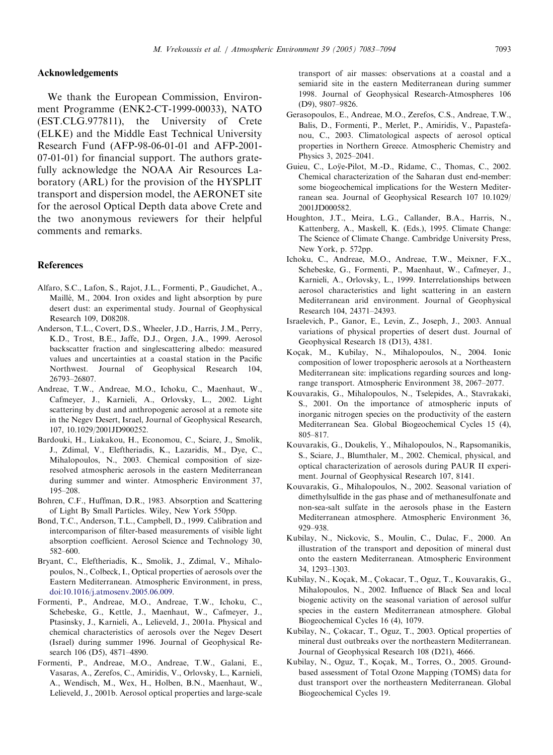## Acknowledgements

We thank the European Commission, Environment Programme (ENK2-CT-1999-00033), NATO (EST.CLG.977811), the University of Crete (ELKE) and the Middle East Technical University Research Fund (AFP-98-06-01-01 and AFP-2001-07-01-01) for financial support. The authors gratefully acknowledge the NOAA Air Resources Laboratory (ARL) for the provision of the HYSPLIT transport and dispersion model, the AERONET site for the aerosol Optical Depth data above Crete and the two anonymous reviewers for their helpful comments and remarks.

## References

Alfaro, S.C., Lafon, S., Rajot, J.L., Formenti, P., Gaudichet, A., Maillé, M., 2004. Iron oxides and light absorption by pure desert dust: an experimental study. Journal of Geophysical Research 109, D08208.

Anderson, T.L., Covert, D.S., Wheeler, J.D., Harris, J.M., Perry, K.D., Trost, B.E., Jaffe, D.J., Orgen, J.A., 1999. Aerosol backscatter fraction and singlescattering albedo: measured values and uncertainties at a coastal station in the Pacific Northwest. Journal of Geophysical Research 104, 26793–26807.

Andreae, T.W., Andreae, M.O., Ichoku, C., Maenhaut, W., Cafmeyer, J., Karnieli, A., Orlovsky, L., 2002. Light scattering by dust and anthropogenic aerosol at a remote site in the Negev Desert, Israel, Journal of Geophysical Research, 107, 10.1029/2001JD900252.

Bardouki, H., Liakakou, H., Economou, C., Sciare, J., Smolik, J., Zdimal, V., Eleftheriadis, K., Lazaridis, M., Dye, C., Mihalopoulos, N., 2003. Chemical composition of size-resolved atmospheric aerosols in the eastern Mediterranean during summer and winter. Atmospheric Environment 37, 195–208.

Bohren, C.F., Huffman, D.R., 1983. Absorption and Scattering of Light By Small Particles. Wiley, New York 550pp.

Bond, T.C., Anderson, T.L., Campbell, D., 1999. Calibration and intercomparison of filter-based measurements of visible light absorption coefficient. Aerosol Science and Technology 30, 582–600.

Bryant, C., Eleftheriadis, K., Smolik, J., Zdimal, V., Mihalopoulos, N., Colbeck, I., Optical properties of aerosols over the Eastern Mediterranean. Atmospheric Environment, in press, doi:10.1016/j.atmosenv.2005.06.009.

Formenti, P., Andreae, M.O., Andreae, T.W., Ichoku, C., Schebeske, G., Kettle, J., Maenhaut, W., Cafmeyer, J., Ptasinsky, J., Karnieli, A., Lelieveld, J., 2001a. Physical and chemical characteristics of aerosols over the Negev Desert (Israel) during summer 1996. Journal of Geophysical Research 106 (D5), 4871–4890.

Formenti, P., Andreae, M.O., Andreae, T.W., Galani, E., Vasaras, A., Zerefos, C., Amiridis, V., Orlovsky, L., Karnieli, A., Wendisch, M., Wex, H., Holben, B.N., Maenhaut, W., Lelieveld, J., 2001b. Aerosol optical properties and large-scale transport of air masses: observations at a coastal and a semiarid site in the eastern Mediterranean during summer 1998. Journal of Geophysical Research-Atmospheres 106 (D9), 9807–9826.

Gerasopoulos, E., Andreae, M.O., Zerefos, C.S., Andreae, T.W., Balis, D., Formenti, P., Merlet, P., Amiridis, V., Papastefanou, C., 2003. Climatological aspects of aerosol optical properties in Northern Greece. Atmospheric Chemistry and Physics 3, 2025–2041.

Guieu, C., Loÿe-Pilot, M.-D., Ridame, C., Thomas, C., 2002. Chemical characterization of the Saharan dust end-member: some biogeochemical implications for the Western Mediterranean sea. Journal of Geophysical Research 107 10.1029/2001JD000582.

Houghton, J.T., Meira, L.G., Callander, B.A., Harris, N., Kattenberg, A., Maskell, K. (Eds.), 1995. Climate Change: The Science of Climate Change. Cambridge University Press, New York, p. 572pp.

Ichoku, C., Andreae, M.O., Andreae, T.W., Meixner, F.X., Schebeske, G., Formenti, P., Maenhaut, W., Cafmeyer, J., Karnieli, A., Orlovsky, L., 1999. Interrelationships between aerosol characteristics and light scattering in an eastern Mediterranean arid environment. Journal of Geophysical Research 104, 24371–24393.

Israelevich, P., Ganor, E., Levin, Z., Joseph, J., 2003. Annual variations of physical properties of desert dust. Journal of Geophysical Research 18 (D13), 4381.

Koçak, M., Kubilay, N., Mihalopoulos, N., 2004. Ionic composition of lower tropospheric aerosols at a Northeastern Mediterranean site: implications regarding sources and long-range transport. Atmospheric Environment 38, 2067–2077.

Kouvarakis, G., Mihalopoulos, N., Tselepides, A., Stavrakaki, S., 2001. On the importance of atmospheric inputs of inorganic nitrogen species on the productivity of the eastern Mediterranean Sea. Global Biogeochemical Cycles 15 (4), 805–817.

Kouvarakis, G., Doukelis, Y., Mihalopoulos, N., Rapsomanikis, S., Sciare, J., Blumthaler, M., 2002. Chemical, physical, and optical characterization of aerosols during PAUR II experiment. Journal of Geophysical Research 107, 8141.

Kouvarakis, G., Mihalopoulos, N., 2002. Seasonal variation of dimethylsulfide in the gas phase and of methanesulfonate and non-sea-salt sulfate in the aerosols phase in the Eastern Mediterranean atmosphere. Atmospheric Environment 36, 929–938.

Kubilay, N., Nickovic, S., Moulin, C., Dulac, F., 2000. An illustration of the transport and deposition of mineral dust onto the eastern Mediterranean. Atmospheric Environment 34, 1293–1303.

Kubilay, N., Koçak, M., Çokacar, T., Oguz, T., Kouvarakis, G., Mihalopoulos, N., 2002. Influence of Black Sea and local biogenic activity on the seasonal variation of aerosol sulfur species in the eastern Mediterranean atmosphere. Global Biogeochemical Cycles 16 (4), 1079.

Kubilay, N., Çokacar, T., Oguz, T., 2003. Optical properties of mineral dust outbreaks over the northeastern Mediterranean. Journal of Geophysical Research 108 (D21), 4666.

Kubilay, N., Oguz, T., Koçak, M., Torres, O., 2005. Ground-based assessment of Total Ozone Mapping (TOMS) data for dust transport over the northeastern Mediterranean. Global Biogeochemical Cycles 19.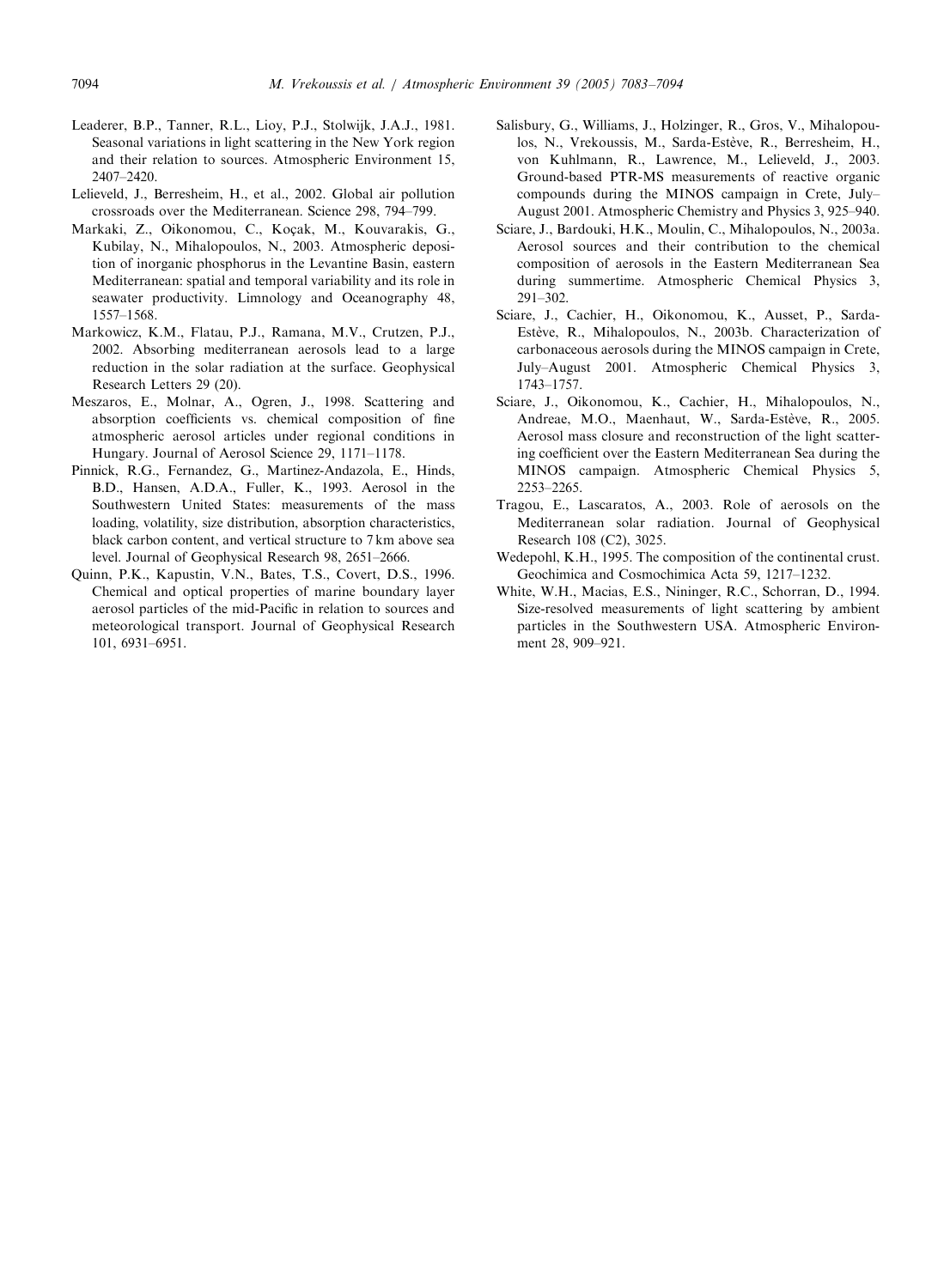Leaderer, B.P., Tanner, R.L., Lioy, P.J., Stolwijk, J.A.J., 1981. Seasonal variations in light scattering in the New York region and their relation to sources. Atmospheric Environment 15, 2407–2420.

Lelieveld, J., Berresheim, H., et al., 2002. Global air pollution crossroads over the Mediterranean. Science 298, 794–799.

Markaki, Z., Oikonomou, C., Koçak, M., Kouvarakis, G., Kubilay, N., Mihalopoulos, N., 2003. Atmospheric deposition of inorganic phosphorus in the Levantine Basin, eastern Mediterranean: spatial and temporal variability and its role in seawater productivity. Limnology and Oceanography 48, 1557–1568.

Markowicz, K.M., Flatau, P.J., Ramana, M.V., Crutzen, P.J., 2002. Absorbing mediterranean aerosols lead to a large reduction in the solar radiation at the surface. Geophysical Research Letters 29 (20).

Meszaros, E., Molnar, A., Ogren, J., 1998. Scattering and absorption coefficients vs. chemical composition of fine atmospheric aerosol articles under regional conditions in Hungary. Journal of Aerosol Science 29, 1171–1178.

Pinnick, R.G., Fernandez, G., Martinez-Andazola, E., Hinds, B.D., Hansen, A.D.A., Fuller, K., 1993. Aerosol in the Southwestern United States: measurements of the mass loading, volatility, size distribution, absorption characteristics, black carbon content, and vertical structure to 7 km above sea level. Journal of Geophysical Research 98, 2651–2666.

Quinn, P.K., Kapustin, V.N., Bates, T.S., Covert, D.S., 1996. Chemical and optical properties of marine boundary layer aerosol particles of the mid-Pacific in relation to sources and meteorological transport. Journal of Geophysical Research 101, 6931–6951.

Salisbury, G., Williams, J., Holzinger, R., Gros, V., Mihalopoulos, N., Vrekoussis, M., Sarda-Estève, R., Berresheim, H., von Kuhlmann, R., Lawrence, M., Lelieveld, J., 2003. Ground-based PTR-MS measurements of reactive organic compounds during the MINOS campaign in Crete, July–August 2001. Atmospheric Chemistry and Physics 3, 925–940.

Sciare, J., Bardouki, H.K., Moulin, C., Mihalopoulos, N., 2003a. Aerosol sources and their contribution to the chemical composition of aerosols in the Eastern Mediterranean Sea during summertime. Atmospheric Chemical Physics 3, 291–302.

Sciare, J., Cachier, H., Oikonomou, K., Ausset, P., Sarda-Estève, R., Mihalopoulos, N., 2003b. Characterization of carbonaceous aerosols during the MINOS campaign in Crete, July–August 2001. Atmospheric Chemical Physics 3, 1743–1757.

Sciare, J., Oikonomou, K., Cachier, H., Mihalopoulos, N., Andreae, M.O., Maenhaut, W., Sarda-Estève, R., 2005. Aerosol mass closure and reconstruction of the light scattering coefficient over the Eastern Mediterranean Sea during the MINOS campaign. Atmospheric Chemical Physics 5, 2253–2265.

Tragou, E., Lascaratos, A., 2003. Role of aerosols on the Mediterranean solar radiation. Journal of Geophysical Research 108 (C2), 3025.

Wedepohl, K.H., 1995. The composition of the continental crust. Geochimica and Cosmochimica Acta 59, 1217–1232.

White, W.H., Macias, E.S., Nininger, R.C., Schorran, D., 1994. Size-resolved measurements of light scattering by ambient particles in the Southwestern USA. Atmospheric Environment 28, 909–921.